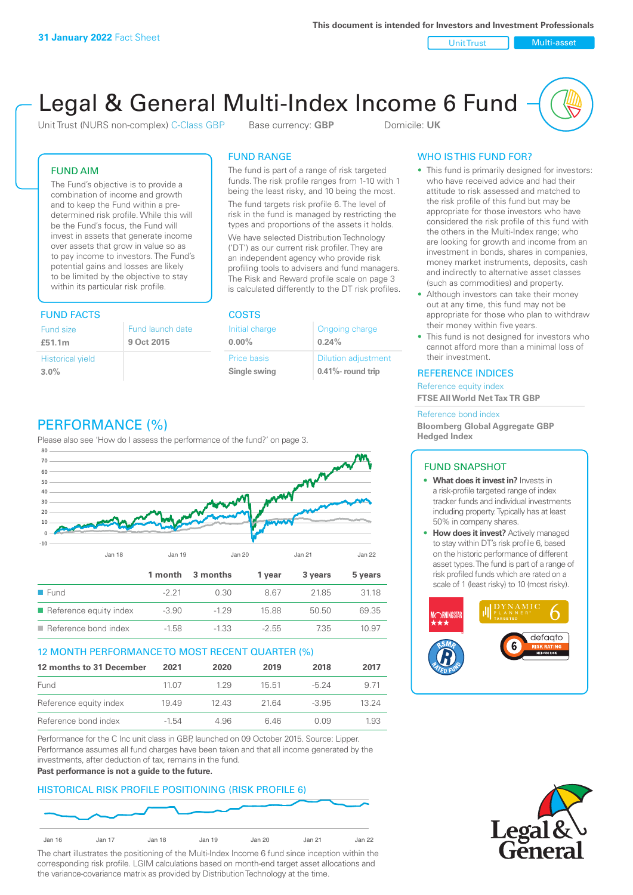**31 January 2022** Fact Sheet

This document is intended for Investors and Investment Professionals

Unit Trust | Multi-asset

# Legal & General Multi-Index Income 6 Fund

Unit Trust (NURS non-complex) C-Class GBP    Base currency: **GBP**    Domicile: **UK**

## FUND AIM

The Fund's objective is to provide a combination of income and growth and to keep the Fund within a pre-determined risk profile. While this will be the Fund's focus, the Fund will invest in assets that generate income over assets that grow in value so as to pay income to investors. The Fund's potential gains and losses are likely to be limited by the objective to stay within its particular risk profile.

## FUND RANGE

The fund is part of a range of risk targeted funds. The risk profile ranges from 1-10 with 1 being the least risky, and 10 being the most.

The fund targets risk profile 6. The level of risk in the fund is managed by restricting the types and proportions of the assets it holds. We have selected Distribution Technology ('DT') as our current risk profiler. They are an independent agency who provide risk profiling tools to advisers and fund managers. The Risk and Reward profile scale on page 3 is calculated differently to the DT risk profiles.

## WHO IS THIS FUND FOR?

- This fund is primarily designed for investors: who have received advice and had their attitude to risk assessed and matched to the risk profile of this fund but may be appropriate for those investors who have considered the risk profile of this fund with the others in the Multi-Index range; who are looking for growth and income from an investment in bonds, shares in companies, money market instruments, deposits, cash and indirectly to alternative asset classes (such as commodities) and property.
- Although investors can take their money out at any time, this fund may not be appropriate for those who plan to withdraw their money within five years.
- This fund is not designed for investors who cannot afford more than a minimal loss of their investment.

## FUND FACTS

| Fund size | Fund launch date |
|---|---|
| **£51.1m** | **9 Oct 2015** |
| Historical yield | |
| **3.0%** | |

## COSTS

| Initial charge | Ongoing charge |
|---|---|
| **0.00%** | **0.24%** |
| Price basis | Dilution adjustment |
| **Single swing** | **0.41%- round trip** |

## REFERENCE INDICES

Reference equity index
**FTSE All World Net Tax TR GBP**

Reference bond index
**Bloomberg Global Aggregate GBP Hedged Index**

## FUND SNAPSHOT

- **What does it invest in?** Invests in a risk-profile targeted range of index tracker funds and individual investments including property. Typically has at least 50% in company shares.
- **How does it invest?** Actively managed to stay within DT's risk profile 6, based on the historic performance of different asset types. The fund is part of a range of risk profiled funds which are rated on a scale of 1 (least risky) to 10 (most risky).

## PERFORMANCE (%)

Please also see 'How do I assess the performance of the fund?' on page 3.

| | 1 month | 3 months | 1 year | 3 years | 5 years |
|---|---|---|---|---|---|
| Fund | -2.21 | 0.30 | 8.67 | 21.85 | 31.18 |
| Reference equity index | -3.90 | -1.29 | 15.88 | 50.50 | 69.35 |
| Reference bond index | -1.58 | -1.33 | -2.55 | 7.35 | 10.97 |

## 12 MONTH PERFORMANCE TO MOST RECENT QUARTER (%)

| 12 months to 31 December | 2021 | 2020 | 2019 | 2018 | 2017 |
|---|---|---|---|---|---|
| Fund | 11.07 | 1.29 | 15.51 | -5.24 | 9.71 |
| Reference equity index | 19.49 | 12.43 | 21.64 | -3.95 | 13.24 |
| Reference bond index | -1.54 | 4.96 | 6.46 | 0.09 | 1.93 |

Performance for the C Inc unit class in GBP, launched on 09 October 2015. Source: Lipper. Performance assumes all fund charges have been taken and that all income generated by the investments, after deduction of tax, remains in the fund.

**Past performance is not a guide to the future.**

## HISTORICAL RISK PROFILE POSITIONING (RISK PROFILE 6)

The chart illustrates the positioning of the Multi-Index Income 6 fund since inception within the corresponding risk profile. LGIM calculations based on month-end target asset allocations and the variance-covariance matrix as provided by Distribution Technology at the time.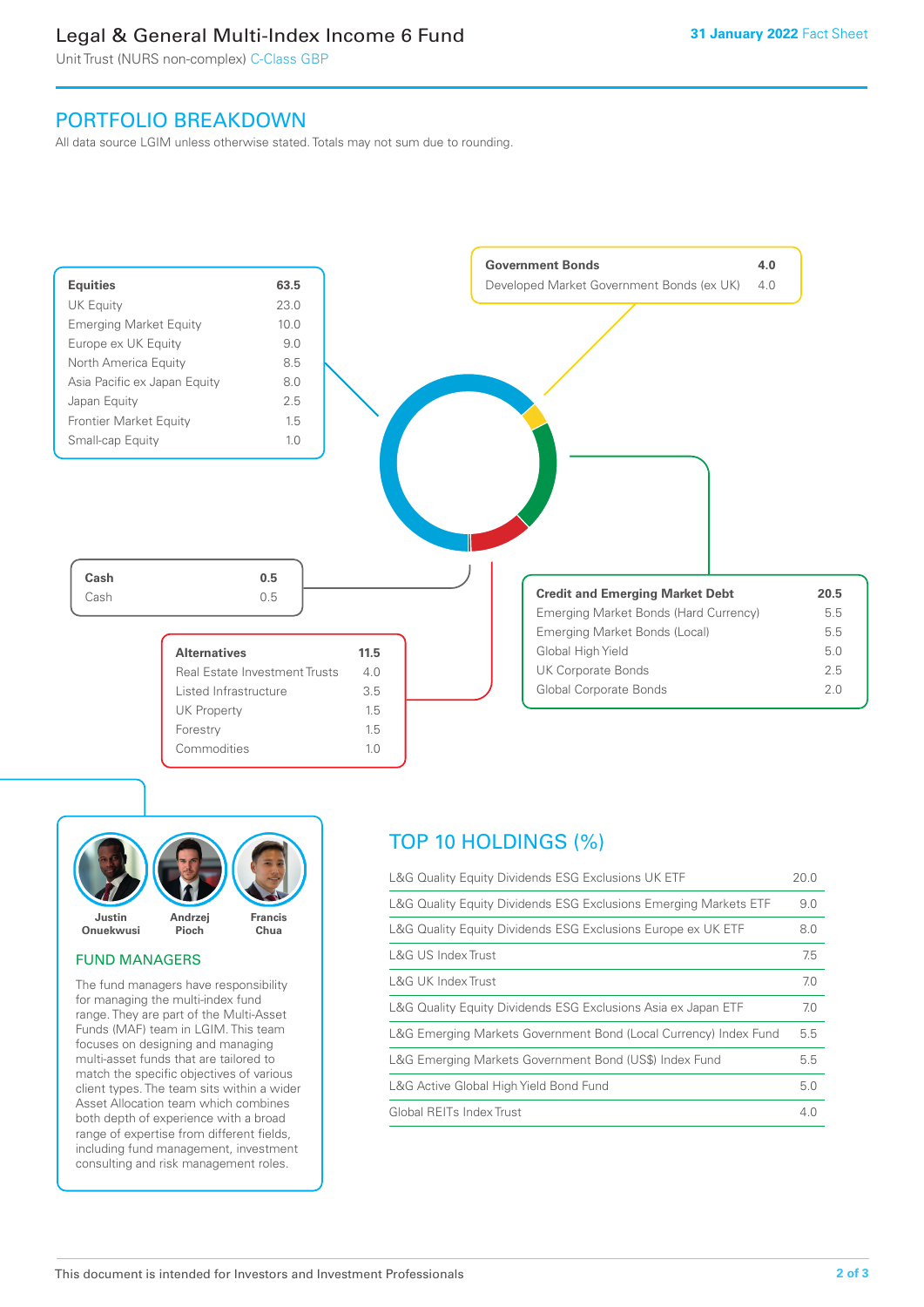# Legal & General Multi-Index Income 6 Fund

Unit Trust (NURS non-complex) C-Class GBP

**31 January 2022** Fact Sheet

## PORTFOLIO BREAKDOWN

All data source LGIM unless otherwise stated. Totals may not sum due to rounding.

| **Equities** | **63.5** |
|---|---|
| UK Equity | 23.0 |
| Emerging Market Equity | 10.0 |
| Europe ex UK Equity | 9.0 |
| North America Equity | 8.5 |
| Asia Pacific ex Japan Equity | 8.0 |
| Japan Equity | 2.5 |
| Frontier Market Equity | 1.5 |
| Small-cap Equity | 1.0 |

| **Government Bonds** | **4.0** |
|---|---|
| Developed Market Government Bonds (ex UK) | 4.0 |

| **Cash** | **0.5** |
|---|---|
| Cash | 0.5 |

| **Credit and Emerging Market Debt** | **20.5** |
|---|---|
| Emerging Market Bonds (Hard Currency) | 5.5 |
| Emerging Market Bonds (Local) | 5.5 |
| Global High Yield | 5.0 |
| UK Corporate Bonds | 2.5 |
| Global Corporate Bonds | 2.0 |

| **Alternatives** | **11.5** |
|---|---|
| Real Estate Investment Trusts | 4.0 |
| Listed Infrastructure | 3.5 |
| UK Property | 1.5 |
| Forestry | 1.5 |
| Commodities | 1.0 |

Justin Onuekwusi, Andrzej Pioch, Francis Chua

### FUND MANAGERS

The fund managers have responsibility for managing the multi-index fund range. They are part of the Multi-Asset Funds (MAF) team in LGIM. This team focuses on designing and managing multi-asset funds that are tailored to match the specific objectives of various client types. The team sits within a wider Asset Allocation team which combines both depth of experience with a broad range of expertise from different fields, including fund management, investment consulting and risk management roles.

## TOP 10 HOLDINGS (%)

| Holding | % |
|---|---|
| L&G Quality Equity Dividends ESG Exclusions UK ETF | 20.0 |
| L&G Quality Equity Dividends ESG Exclusions Emerging Markets ETF | 9.0 |
| L&G Quality Equity Dividends ESG Exclusions Europe ex UK ETF | 8.0 |
| L&G US Index Trust | 7.5 |
| L&G UK Index Trust | 7.0 |
| L&G Quality Equity Dividends ESG Exclusions Asia ex Japan ETF | 7.0 |
| L&G Emerging Markets Government Bond (Local Currency) Index Fund | 5.5 |
| L&G Emerging Markets Government Bond (US$) Index Fund | 5.5 |
| L&G Active Global High Yield Bond Fund | 5.0 |
| Global REITs Index Trust | 4.0 |

This document is intended for Investors and Investment Professionals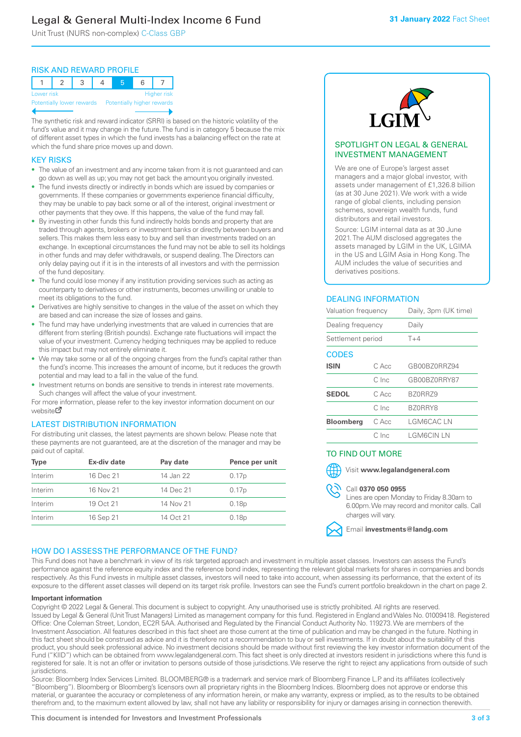# Legal & General Multi-Index Income 6 Fund

Unit Trust (NURS non-complex) C-Class GBP

**31 January 2022** Fact Sheet

## RISK AND REWARD PROFILE

| 1 | 2 | 3 | 4 | 5 | 6 | 7 |
|---|---|---|---|---|---|---|

Lower risk — Higher risk

Potentially lower rewards — Potentially higher rewards

The synthetic risk and reward indicator (SRRI) is based on the historic volatility of the fund's value and it may change in the future. The fund is in category 5 because the mix of different asset types in which the fund invests has a balancing effect on the rate at which the fund share price moves up and down.

## KEY RISKS

- The value of an investment and any income taken from it is not guaranteed and can go down as well as up; you may not get back the amount you originally invested.
- The fund invests directly or indirectly in bonds which are issued by companies or governments. If these companies or governments experience financial difficulty, they may be unable to pay back some or all of the interest, original investment or other payments that they owe. If this happens, the value of the fund may fall.
- By investing in other funds this fund indirectly holds bonds and property that are traded through agents, brokers or investment banks or directly between buyers and sellers. This makes them less easy to buy and sell than investments traded on an exchange. In exceptional circumstances the fund may not be able to sell its holdings in other funds and may defer withdrawals, or suspend dealing. The Directors can only delay paying out if it is in the interests of all investors and with the permission of the fund depositary.
- The fund could lose money if any institution providing services such as acting as counterparty to derivatives or other instruments, becomes unwilling or unable to meet its obligations to the fund.
- Derivatives are highly sensitive to changes in the value of the asset on which they are based and can increase the size of losses and gains.
- The fund may have underlying investments that are valued in currencies that are different from sterling (British pounds). Exchange rate fluctuations will impact the value of your investment. Currency hedging techniques may be applied to reduce this impact but may not entirely eliminate it.
- We may take some or all of the ongoing charges from the fund's capital rather than the fund's income. This increases the amount of income, but it reduces the growth potential and may lead to a fall in the value of the fund.
- Investment returns on bonds are sensitive to trends in interest rate movements. Such changes will affect the value of your investment.

For more information, please refer to the key investor information document on our website

## LATEST DISTRIBUTION INFORMATION

For distributing unit classes, the latest payments are shown below. Please note that these payments are not guaranteed, are at the discretion of the manager and may be paid out of capital.

| Type | Ex-div date | Pay date | Pence per unit |
|---|---|---|---|
| Interim | 16 Dec 21 | 14 Jan 22 | 0.17p |
| Interim | 16 Nov 21 | 14 Dec 21 | 0.17p |
| Interim | 19 Oct 21 | 14 Nov 21 | 0.18p |
| Interim | 16 Sep 21 | 14 Oct 21 | 0.18p |

LGIM

## SPOTLIGHT ON LEGAL & GENERAL INVESTMENT MANAGEMENT

We are one of Europe's largest asset managers and a major global investor, with assets under management of £1,326.8 billion (as at 30 June 2021). We work with a wide range of global clients, including pension schemes, sovereign wealth funds, fund distributors and retail investors.

Source: LGIM internal data as at 30 June 2021. The AUM disclosed aggregates the assets managed by LGIM in the UK, LGIMA in the US and LGIM Asia in Hong Kong. The AUM includes the value of securities and derivatives positions.

## DEALING INFORMATION

| | |
|---|---|
| Valuation frequency | Daily, 3pm (UK time) |
| Dealing frequency | Daily |
| Settlement period | T+4 |

## CODES

| | | |
|---|---|---|
| **ISIN** | C Acc | GB00BZ0RRZ94 |
| | C Inc | GB00BZ0RRY87 |
| **SEDOL** | C Acc | BZ0RRZ9 |
| | C Inc | BZ0RRY8 |
| **Bloomberg** | C Acc | LGM6CAC LN |
| | C Inc | LGM6CIN LN |

## TO FIND OUT MORE

Visit **www.legalandgeneral.com**

Call **0370 050 0955**
Lines are open Monday to Friday 8.30am to 6.00pm. We may record and monitor calls. Call charges will vary.

Email **investments@landg.com**

## HOW DO I ASSESS THE PERFORMANCE OF THE FUND?

This Fund does not have a benchmark in view of its risk targeted approach and investment in multiple asset classes. Investors can assess the Fund's performance against the reference equity index and the reference bond index, representing the relevant global markets for shares in companies and bonds respectively. As this Fund invests in multiple asset classes, investors will need to take into account, when assessing its performance, that the extent of its exposure to the different asset classes will depend on its target risk profile. Investors can see the Fund's current portfolio breakdown in the chart on page 2.

**Important information**

Copyright © 2022 Legal & General. This document is subject to copyright. Any unauthorised use is strictly prohibited. All rights are reserved. Issued by Legal & General (Unit Trust Managers) Limited as management company for this fund. Registered in England and Wales No. 01009418. Registered Office: One Coleman Street, London, EC2R 5AA. Authorised and Regulated by the Financial Conduct Authority No. 119273. We are members of the Investment Association. All features described in this fact sheet are those current at the time of publication and may be changed in the future. Nothing in this fact sheet should be construed as advice and it is therefore not a recommendation to buy or sell investments. If in doubt about the suitability of this product, you should seek professional advice. No investment decisions should be made without first reviewing the key investor information document of the Fund ("KIID") which can be obtained from www.legalandgeneral.com. This fact sheet is only directed at investors resident in jurisdictions where this fund is registered for sale. It is not an offer or invitation to persons outside of those jurisdictions. We reserve the right to reject any applications from outside of such jurisdictions.

Source: Bloomberg Index Services Limited. BLOOMBERG® is a trademark and service mark of Bloomberg Finance L.P. and its affiliates (collectively "Bloomberg"). Bloomberg or Bloomberg's licensors own all proprietary rights in the Bloomberg Indices. Bloomberg does not approve or endorse this material, or guarantee the accuracy or completeness of any information herein, or make any warranty, express or implied, as to the results to be obtained therefrom and, to the maximum extent allowed by law, shall not have any liability or responsibility for injury or damages arising in connection therewith.

This document is intended for Investors and Investment Professionals